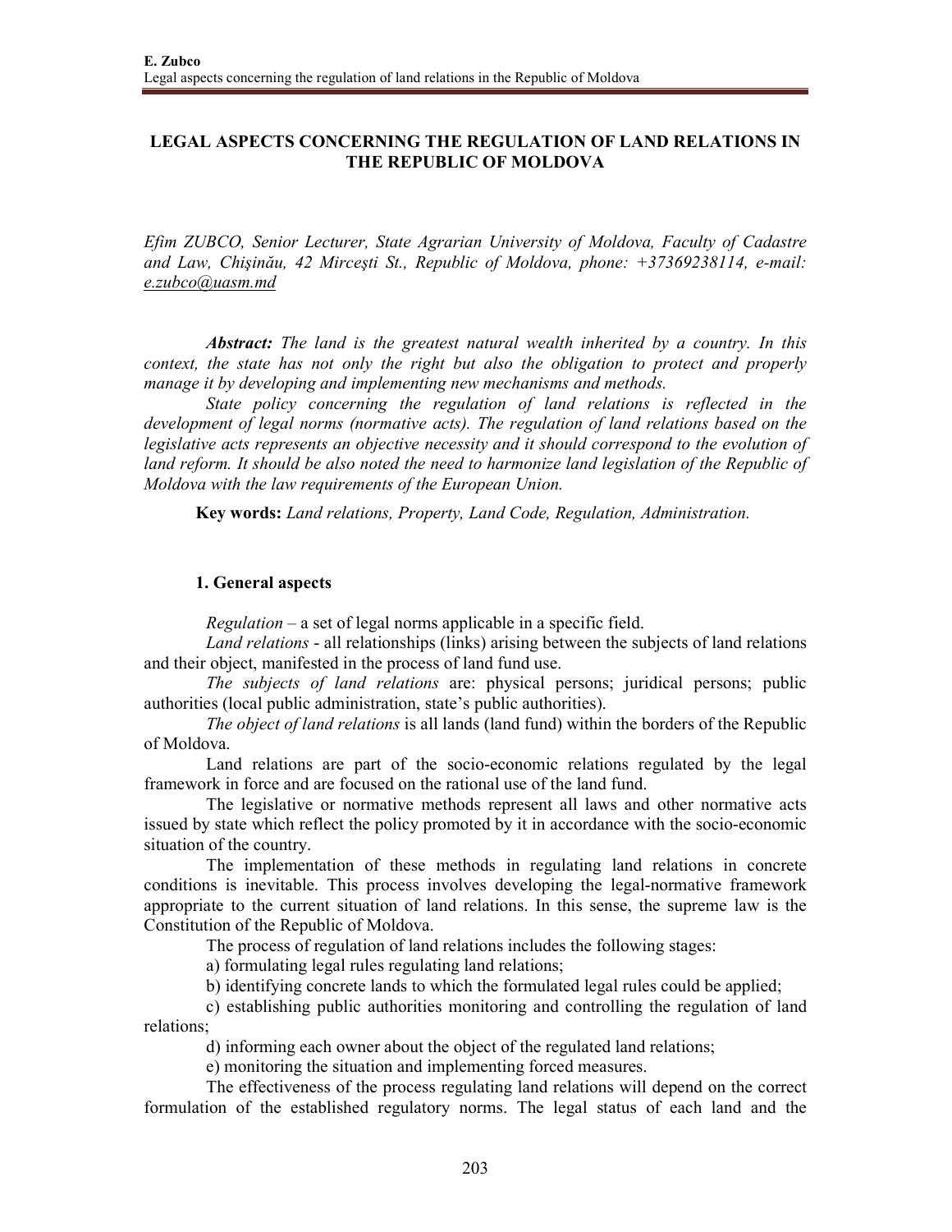# LEGAL ASPECTS CONCERNING THE REGULATION OF LAND RELATIONS IN THE REPUBLIC OF MOLDOVA

*Efim ZUBCO, Senior Lecturer, State Agrarian University of Moldova, Faculty of Cadastre and Law, Chişinău, 42 Mirceşti St., Republic of Moldova, phone: +37369238114, e-mail: e.zubco@uasm.md*

***Abstract:*** *The land is the greatest natural wealth inherited by a country. In this context, the state has not only the right but also the obligation to protect and properly manage it by developing and implementing new mechanisms and methods.*

*State policy concerning the regulation of land relations is reflected in the development of legal norms (normative acts). The regulation of land relations based on the legislative acts represents an objective necessity and it should correspond to the evolution of land reform. It should be also noted the need to harmonize land legislation of the Republic of Moldova with the law requirements of the European Union.*

**Key words:** *Land relations, Property, Land Code, Regulation, Administration.*

## 1. General aspects

*Regulation* – a set of legal norms applicable in a specific field.

*Land relations* - all relationships (links) arising between the subjects of land relations and their object, manifested in the process of land fund use.

*The subjects of land relations* are: physical persons; juridical persons; public authorities (local public administration, state's public authorities).

*The object of land relations* is all lands (land fund) within the borders of the Republic of Moldova.

Land relations are part of the socio-economic relations regulated by the legal framework in force and are focused on the rational use of the land fund.

The legislative or normative methods represent all laws and other normative acts issued by state which reflect the policy promoted by it in accordance with the socio-economic situation of the country.

The implementation of these methods in regulating land relations in concrete conditions is inevitable. This process involves developing the legal-normative framework appropriate to the current situation of land relations. In this sense, the supreme law is the Constitution of the Republic of Moldova.

The process of regulation of land relations includes the following stages:

a) formulating legal rules regulating land relations;

b) identifying concrete lands to which the formulated legal rules could be applied;

c) establishing public authorities monitoring and controlling the regulation of land relations;

d) informing each owner about the object of the regulated land relations;

e) monitoring the situation and implementing forced measures.

The effectiveness of the process regulating land relations will depend on the correct formulation of the established regulatory norms. The legal status of each land and the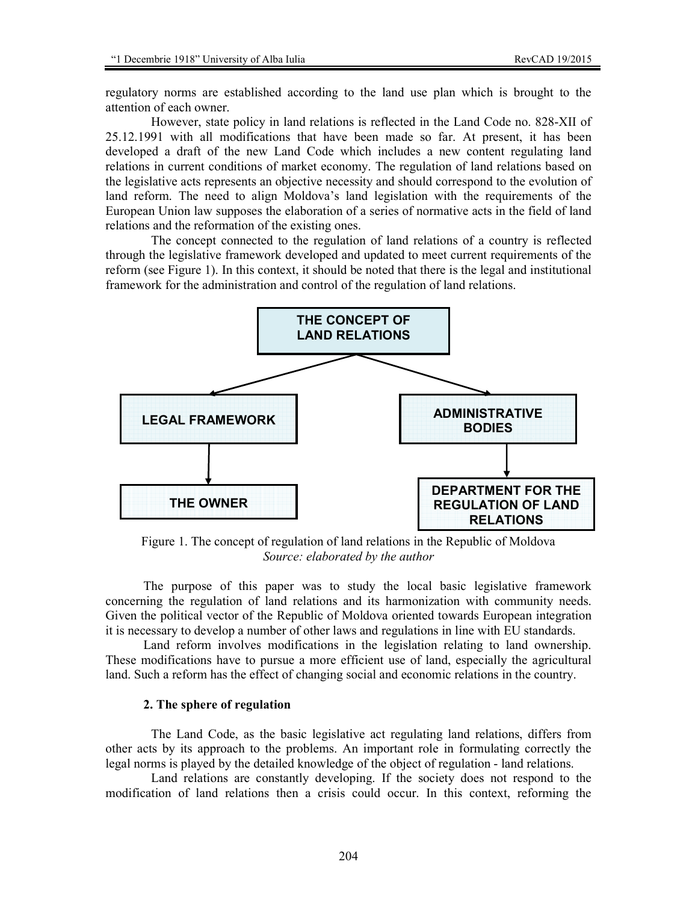regulatory norms are established according to the land use plan which is brought to the attention of each owner.

However, state policy in land relations is reflected in the Land Code no. 828-XII of 25.12.1991 with all modifications that have been made so far. At present, it has been developed a draft of the new Land Code which includes a new content regulating land relations in current conditions of market economy. The regulation of land relations based on the legislative acts represents an objective necessity and should correspond to the evolution of land reform. The need to align Moldova's land legislation with the requirements of the European Union law supposes the elaboration of a series of normative acts in the field of land relations and the reformation of the existing ones.

The concept connected to the regulation of land relations of a country is reflected through the legislative framework developed and updated to meet current requirements of the reform (see Figure 1). In this context, it should be noted that there is the legal and institutional framework for the administration and control of the regulation of land relations.

THE CONCEPT OF LAND RELATIONS

LEGAL FRAMEWORK → THE OWNER

ADMINISTRATIVE BODIES → DEPARTMENT FOR THE REGULATION OF LAND RELATIONS

Figure 1. The concept of regulation of land relations in the Republic of Moldova
*Source: elaborated by the author*

The purpose of this paper was to study the local basic legislative framework concerning the regulation of land relations and its harmonization with community needs. Given the political vector of the Republic of Moldova oriented towards European integration it is necessary to develop a number of other laws and regulations in line with EU standards.

Land reform involves modifications in the legislation relating to land ownership. These modifications have to pursue a more efficient use of land, especially the agricultural land. Such a reform has the effect of changing social and economic relations in the country.

### 2. The sphere of regulation

The Land Code, as the basic legislative act regulating land relations, differs from other acts by its approach to the problems. An important role in formulating correctly the legal norms is played by the detailed knowledge of the object of regulation - land relations.

Land relations are constantly developing. If the society does not respond to the modification of land relations then a crisis could occur. In this context, reforming the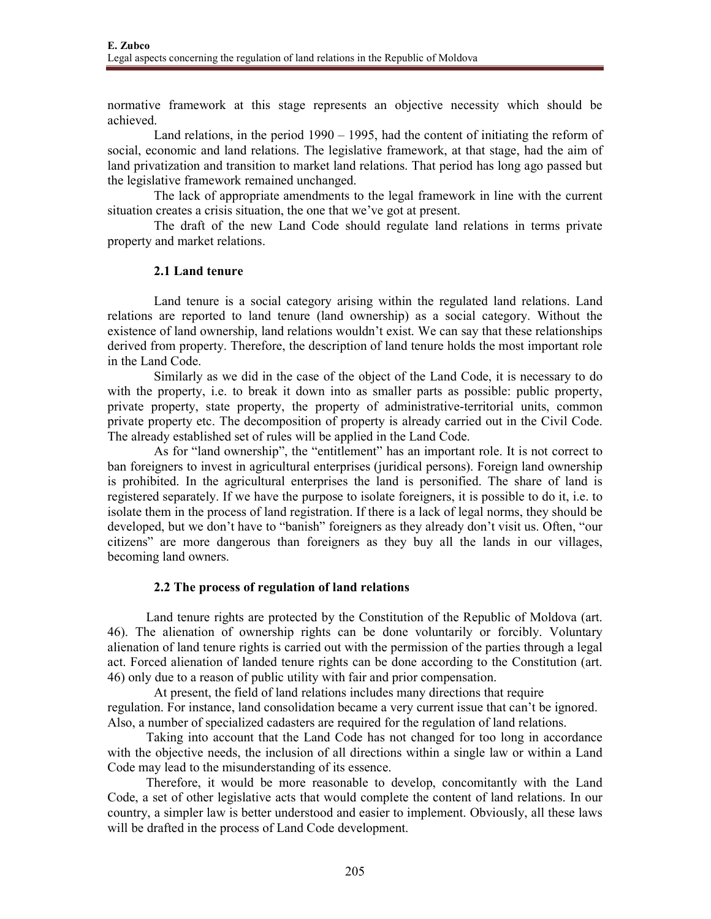normative framework at this stage represents an objective necessity which should be achieved.

Land relations, in the period 1990 – 1995, had the content of initiating the reform of social, economic and land relations. The legislative framework, at that stage, had the aim of land privatization and transition to market land relations. That period has long ago passed but the legislative framework remained unchanged.

The lack of appropriate amendments to the legal framework in line with the current situation creates a crisis situation, the one that we've got at present.

The draft of the new Land Code should regulate land relations in terms private property and market relations.

### 2.1 Land tenure

Land tenure is a social category arising within the regulated land relations. Land relations are reported to land tenure (land ownership) as a social category. Without the existence of land ownership, land relations wouldn't exist. We can say that these relationships derived from property. Therefore, the description of land tenure holds the most important role in the Land Code.

Similarly as we did in the case of the object of the Land Code, it is necessary to do with the property, i.e. to break it down into as smaller parts as possible: public property, private property, state property, the property of administrative-territorial units, common private property etc. The decomposition of property is already carried out in the Civil Code. The already established set of rules will be applied in the Land Code.

As for "land ownership", the "entitlement" has an important role. It is not correct to ban foreigners to invest in agricultural enterprises (juridical persons). Foreign land ownership is prohibited. In the agricultural enterprises the land is personified. The share of land is registered separately. If we have the purpose to isolate foreigners, it is possible to do it, i.e. to isolate them in the process of land registration. If there is a lack of legal norms, they should be developed, but we don't have to "banish" foreigners as they already don't visit us. Often, "our citizens" are more dangerous than foreigners as they buy all the lands in our villages, becoming land owners.

### 2.2 The process of regulation of land relations

Land tenure rights are protected by the Constitution of the Republic of Moldova (art. 46). The alienation of ownership rights can be done voluntarily or forcibly. Voluntary alienation of land tenure rights is carried out with the permission of the parties through a legal act. Forced alienation of landed tenure rights can be done according to the Constitution (art. 46) only due to a reason of public utility with fair and prior compensation.

At present, the field of land relations includes many directions that require regulation. For instance, land consolidation became a very current issue that can't be ignored. Also, a number of specialized cadasters are required for the regulation of land relations.

Taking into account that the Land Code has not changed for too long in accordance with the objective needs, the inclusion of all directions within a single law or within a Land Code may lead to the misunderstanding of its essence.

Therefore, it would be more reasonable to develop, concomitantly with the Land Code, a set of other legislative acts that would complete the content of land relations. In our country, a simpler law is better understood and easier to implement. Obviously, all these laws will be drafted in the process of Land Code development.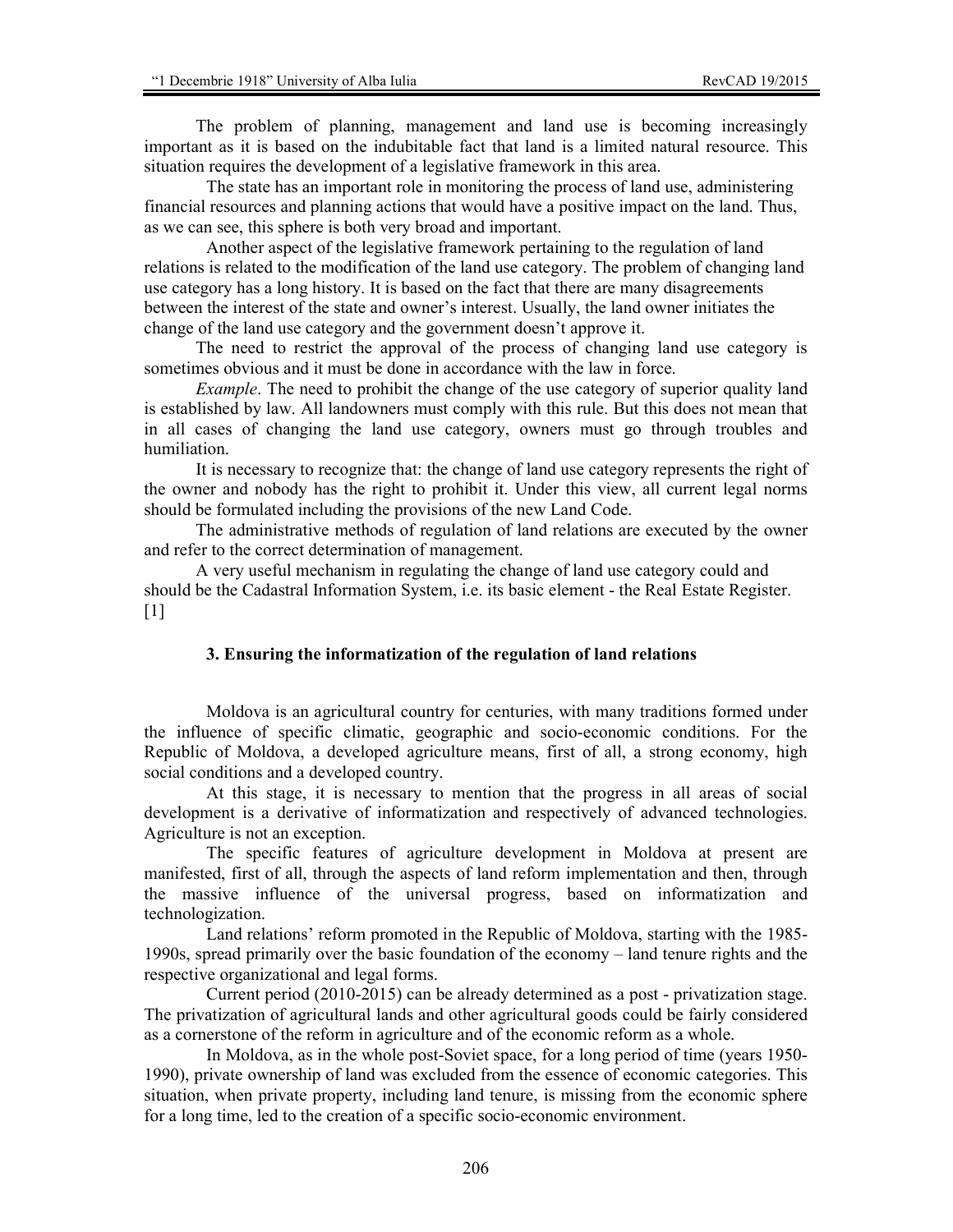The problem of planning, management and land use is becoming increasingly important as it is based on the indubitable fact that land is a limited natural resource. This situation requires the development of a legislative framework in this area.

The state has an important role in monitoring the process of land use, administering financial resources and planning actions that would have a positive impact on the land. Thus, as we can see, this sphere is both very broad and important.

Another aspect of the legislative framework pertaining to the regulation of land relations is related to the modification of the land use category. The problem of changing land use category has a long history. It is based on the fact that there are many disagreements between the interest of the state and owner's interest. Usually, the land owner initiates the change of the land use category and the government doesn't approve it.

The need to restrict the approval of the process of changing land use category is sometimes obvious and it must be done in accordance with the law in force.

*Example*. The need to prohibit the change of the use category of superior quality land is established by law. All landowners must comply with this rule. But this does not mean that in all cases of changing the land use category, owners must go through troubles and humiliation.

It is necessary to recognize that: the change of land use category represents the right of the owner and nobody has the right to prohibit it. Under this view, all current legal norms should be formulated including the provisions of the new Land Code.

The administrative methods of regulation of land relations are executed by the owner and refer to the correct determination of management.

A very useful mechanism in regulating the change of land use category could and should be the Cadastral Information System, i.e. its basic element - the Real Estate Register. [1]

### 3. Ensuring the informatization of the regulation of land relations

Moldova is an agricultural country for centuries, with many traditions formed under the influence of specific climatic, geographic and socio-economic conditions. For the Republic of Moldova, a developed agriculture means, first of all, a strong economy, high social conditions and a developed country.

At this stage, it is necessary to mention that the progress in all areas of social development is a derivative of informatization and respectively of advanced technologies. Agriculture is not an exception.

The specific features of agriculture development in Moldova at present are manifested, first of all, through the aspects of land reform implementation and then, through the massive influence of the universal progress, based on informatization and technologization.

Land relations' reform promoted in the Republic of Moldova, starting with the 1985-1990s, spread primarily over the basic foundation of the economy – land tenure rights and the respective organizational and legal forms.

Current period (2010-2015) can be already determined as a post - privatization stage. The privatization of agricultural lands and other agricultural goods could be fairly considered as a cornerstone of the reform in agriculture and of the economic reform as a whole.

In Moldova, as in the whole post-Soviet space, for a long period of time (years 1950-1990), private ownership of land was excluded from the essence of economic categories. This situation, when private property, including land tenure, is missing from the economic sphere for a long time, led to the creation of a specific socio-economic environment.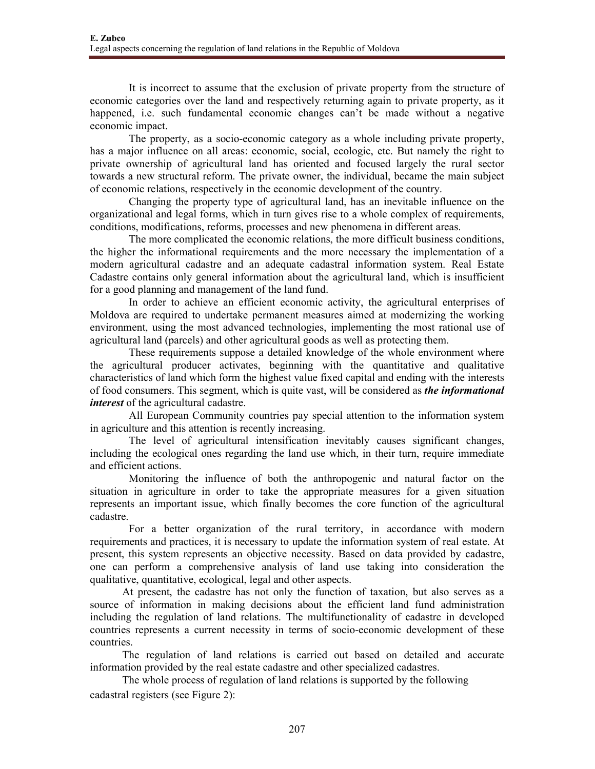It is incorrect to assume that the exclusion of private property from the structure of economic categories over the land and respectively returning again to private property, as it happened, i.e. such fundamental economic changes can't be made without a negative economic impact.

The property, as a socio-economic category as a whole including private property, has a major influence on all areas: economic, social, ecologic, etc. But namely the right to private ownership of agricultural land has oriented and focused largely the rural sector towards a new structural reform. The private owner, the individual, became the main subject of economic relations, respectively in the economic development of the country.

Changing the property type of agricultural land, has an inevitable influence on the organizational and legal forms, which in turn gives rise to a whole complex of requirements, conditions, modifications, reforms, processes and new phenomena in different areas.

The more complicated the economic relations, the more difficult business conditions, the higher the informational requirements and the more necessary the implementation of a modern agricultural cadastre and an adequate cadastral information system. Real Estate Cadastre contains only general information about the agricultural land, which is insufficient for a good planning and management of the land fund.

In order to achieve an efficient economic activity, the agricultural enterprises of Moldova are required to undertake permanent measures aimed at modernizing the working environment, using the most advanced technologies, implementing the most rational use of agricultural land (parcels) and other agricultural goods as well as protecting them.

These requirements suppose a detailed knowledge of the whole environment where the agricultural producer activates, beginning with the quantitative and qualitative characteristics of land which form the highest value fixed capital and ending with the interests of food consumers. This segment, which is quite vast, will be considered as ***the informational interest*** of the agricultural cadastre.

All European Community countries pay special attention to the information system in agriculture and this attention is recently increasing.

The level of agricultural intensification inevitably causes significant changes, including the ecological ones regarding the land use which, in their turn, require immediate and efficient actions.

Monitoring the influence of both the anthropogenic and natural factor on the situation in agriculture in order to take the appropriate measures for a given situation represents an important issue, which finally becomes the core function of the agricultural cadastre.

For a better organization of the rural territory, in accordance with modern requirements and practices, it is necessary to update the information system of real estate. At present, this system represents an objective necessity. Based on data provided by cadastre, one can perform a comprehensive analysis of land use taking into consideration the qualitative, quantitative, ecological, legal and other aspects.

At present, the cadastre has not only the function of taxation, but also serves as a source of information in making decisions about the efficient land fund administration including the regulation of land relations. The multifunctionality of cadastre in developed countries represents a current necessity in terms of socio-economic development of these countries.

The regulation of land relations is carried out based on detailed and accurate information provided by the real estate cadastre and other specialized cadastres.

The whole process of regulation of land relations is supported by the following cadastral registers (see Figure 2):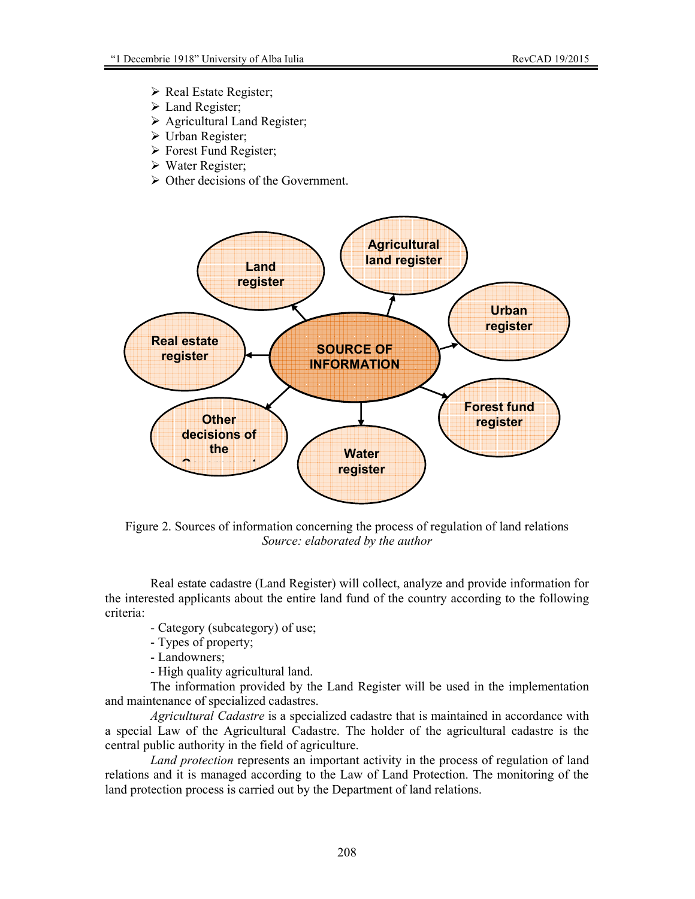- Real Estate Register;
- Land Register;
- Agricultural Land Register;
- Urban Register;
- Forest Fund Register;
- Water Register;
- Other decisions of the Government.

Figure 2. Sources of information concerning the process of regulation of land relations
*Source: elaborated by the author*

Real estate cadastre (Land Register) will collect, analyze and provide information for the interested applicants about the entire land fund of the country according to the following criteria:

- Category (subcategory) of use;
- Types of property;
- Landowners;
- High quality agricultural land.

The information provided by the Land Register will be used in the implementation and maintenance of specialized cadastres.

*Agricultural Cadastre* is a specialized cadastre that is maintained in accordance with a special Law of the Agricultural Cadastre. The holder of the agricultural cadastre is the central public authority in the field of agriculture.

*Land protection* represents an important activity in the process of regulation of land relations and it is managed according to the Law of Land Protection. The monitoring of the land protection process is carried out by the Department of land relations.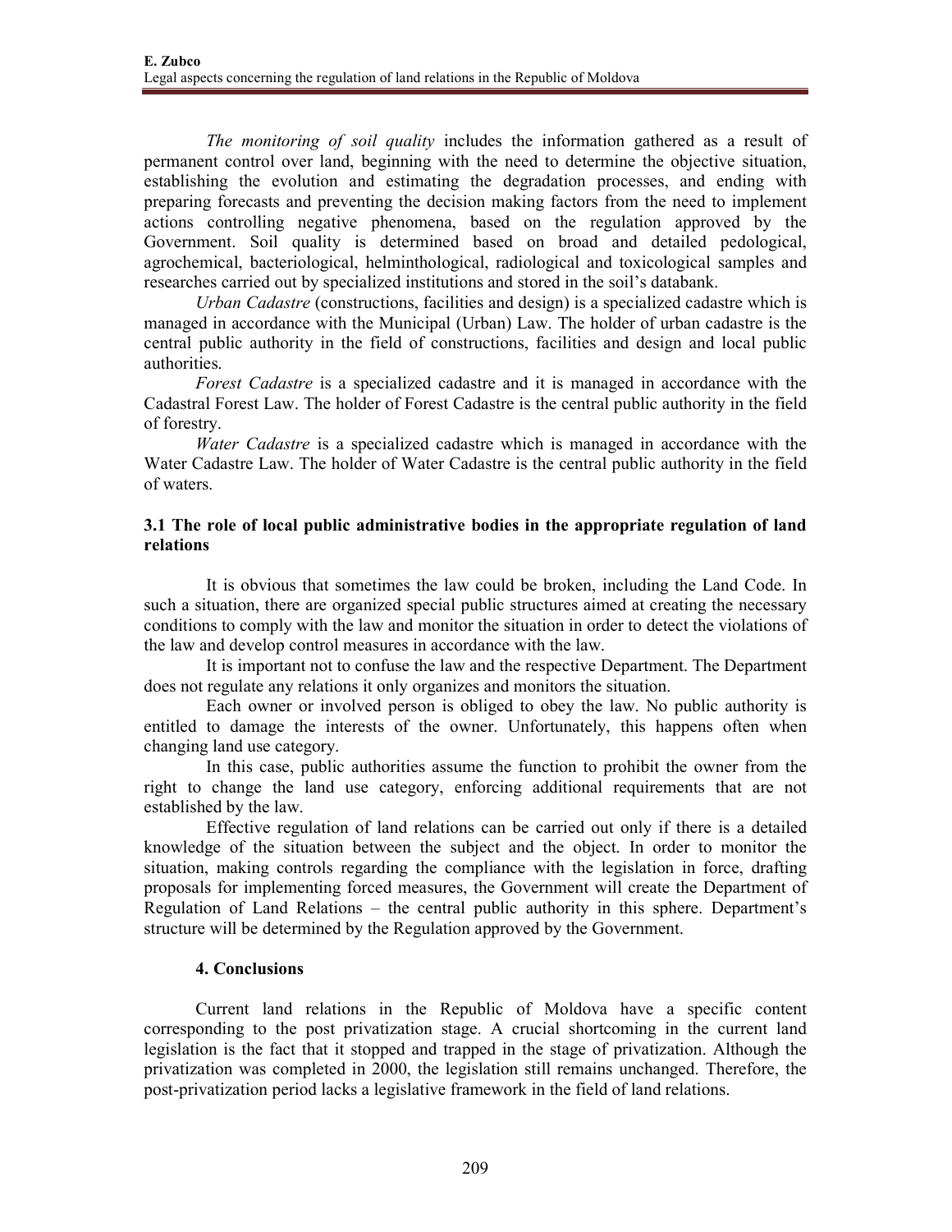*The monitoring of soil quality* includes the information gathered as a result of permanent control over land, beginning with the need to determine the objective situation, establishing the evolution and estimating the degradation processes, and ending with preparing forecasts and preventing the decision making factors from the need to implement actions controlling negative phenomena, based on the regulation approved by the Government. Soil quality is determined based on broad and detailed pedological, agrochemical, bacteriological, helminthological, radiological and toxicological samples and researches carried out by specialized institutions and stored in the soil's databank.

*Urban Cadastre* (constructions, facilities and design) is a specialized cadastre which is managed in accordance with the Municipal (Urban) Law. The holder of urban cadastre is the central public authority in the field of constructions, facilities and design and local public authorities.

*Forest Cadastre* is a specialized cadastre and it is managed in accordance with the Cadastral Forest Law. The holder of Forest Cadastre is the central public authority in the field of forestry.

*Water Cadastre* is a specialized cadastre which is managed in accordance with the Water Cadastre Law. The holder of Water Cadastre is the central public authority in the field of waters.

### 3.1 The role of local public administrative bodies in the appropriate regulation of land relations

It is obvious that sometimes the law could be broken, including the Land Code. In such a situation, there are organized special public structures aimed at creating the necessary conditions to comply with the law and monitor the situation in order to detect the violations of the law and develop control measures in accordance with the law.

It is important not to confuse the law and the respective Department. The Department does not regulate any relations it only organizes and monitors the situation.

Each owner or involved person is obliged to obey the law. No public authority is entitled to damage the interests of the owner. Unfortunately, this happens often when changing land use category.

In this case, public authorities assume the function to prohibit the owner from the right to change the land use category, enforcing additional requirements that are not established by the law.

Effective regulation of land relations can be carried out only if there is a detailed knowledge of the situation between the subject and the object. In order to monitor the situation, making controls regarding the compliance with the legislation in force, drafting proposals for implementing forced measures, the Government will create the Department of Regulation of Land Relations – the central public authority in this sphere. Department's structure will be determined by the Regulation approved by the Government.

## 4. Conclusions

Current land relations in the Republic of Moldova have a specific content corresponding to the post privatization stage. A crucial shortcoming in the current land legislation is the fact that it stopped and trapped in the stage of privatization. Although the privatization was completed in 2000, the legislation still remains unchanged. Therefore, the post-privatization period lacks a legislative framework in the field of land relations.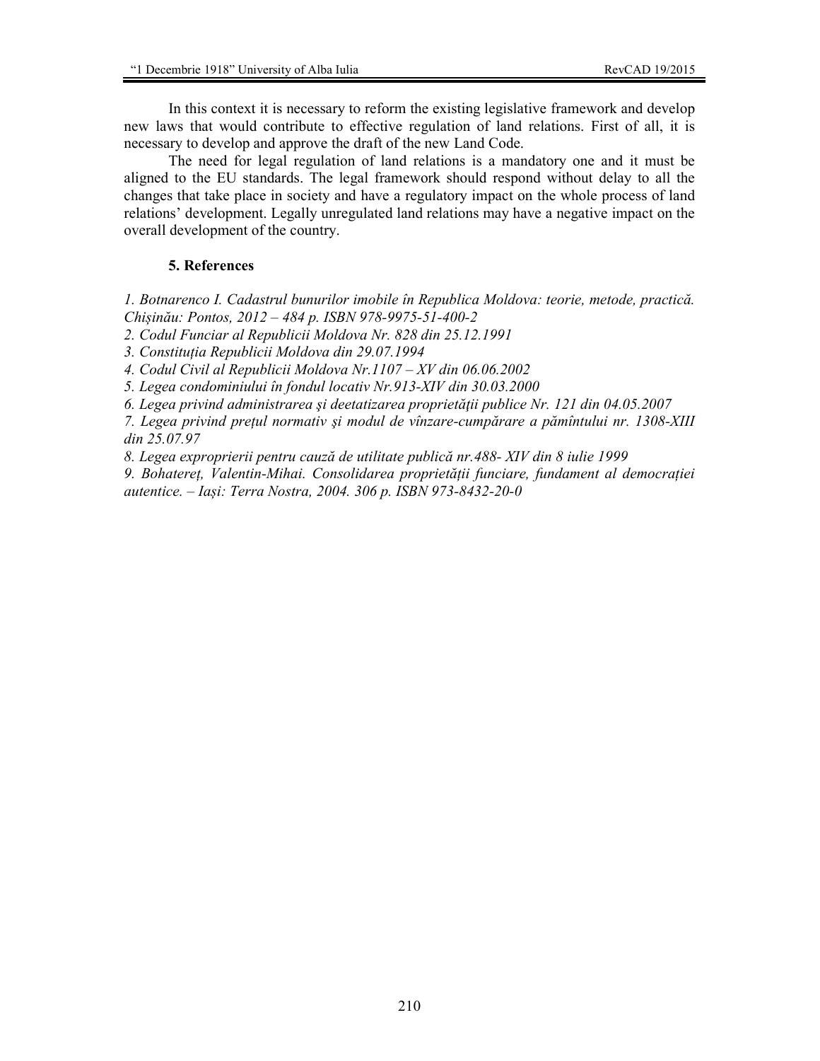In this context it is necessary to reform the existing legislative framework and develop new laws that would contribute to effective regulation of land relations. First of all, it is necessary to develop and approve the draft of the new Land Code.

The need for legal regulation of land relations is a mandatory one and it must be aligned to the EU standards. The legal framework should respond without delay to all the changes that take place in society and have a regulatory impact on the whole process of land relations' development. Legally unregulated land relations may have a negative impact on the overall development of the country.

## 5. References

*1. Botnarenco I. Cadastrul bunurilor imobile în Republica Moldova: teorie, metode, practică. Chişinău: Pontos, 2012 – 484 p. ISBN 978-9975-51-400-2*

*2. Codul Funciar al Republicii Moldova Nr. 828 din 25.12.1991*

*3. Constituția Republicii Moldova din 29.07.1994*

*4. Codul Civil al Republicii Moldova Nr.1107 – XV din 06.06.2002*

*5. Legea condominiului în fondul locativ Nr.913-XIV din 30.03.2000*

*6. Legea privind administrarea şi deetatizarea proprietăţii publice Nr. 121 din 04.05.2007*

*7. Legea privind preţul normativ şi modul de vînzare-cumpărare a pămîntului nr. 1308-XIII din 25.07.97*

*8. Legea exproprierii pentru cauză de utilitate publică nr.488- XIV din 8 iulie 1999*

*9. Bohatereţ, Valentin-Mihai. Consolidarea proprietăţii funciare, fundament al democraţiei autentice. – Iaşi: Terra Nostra, 2004. 306 p. ISBN 973-8432-20-0*